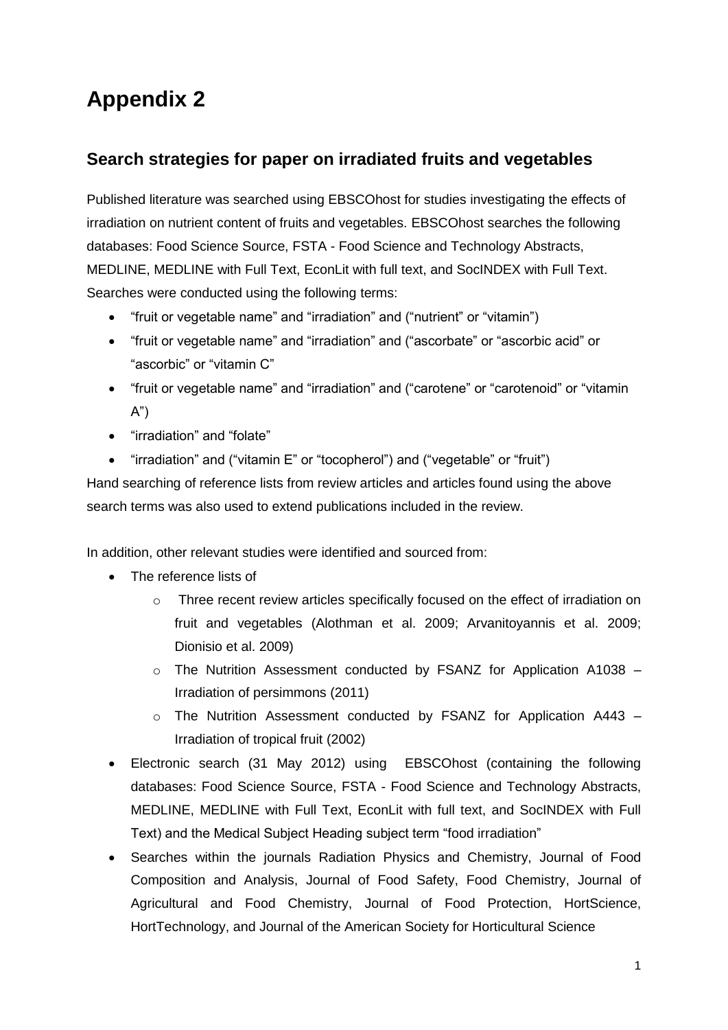# Appendix 2

## Search strategies for paper on irradiated fruits and vegetables

Published literature was searched using EBSCOhost for studies investigating the effects of irradiation on nutrient content of fruits and vegetables. EBSCOhost searches the following databases: Food Science Source, FSTA - Food Science and Technology Abstracts, MEDLINE, MEDLINE with Full Text, EconLit with full text, and SocINDEX with Full Text. Searches were conducted using the following terms:

- "fruit or vegetable name" and "irradiation" and ("nutrient" or "vitamin")
- "fruit or vegetable name" and "irradiation" and ("ascorbate" or "ascorbic acid" or "ascorbic" or "vitamin C"
- "fruit or vegetable name" and "irradiation" and ("carotene" or "carotenoid" or "vitamin A")
- "irradiation" and "folate"
- "irradiation" and ("vitamin E" or "tocopherol") and ("vegetable" or "fruit")

Hand searching of reference lists from review articles and articles found using the above search terms was also used to extend publications included in the review.

In addition, other relevant studies were identified and sourced from:

- The reference lists of
  - Three recent review articles specifically focused on the effect of irradiation on fruit and vegetables (Alothman et al. 2009; Arvanitoyannis et al. 2009; Dionisio et al. 2009)
  - The Nutrition Assessment conducted by FSANZ for Application A1038 – Irradiation of persimmons (2011)
  - The Nutrition Assessment conducted by FSANZ for Application A443 – Irradiation of tropical fruit (2002)
- Electronic search (31 May 2012) using EBSCOhost (containing the following databases: Food Science Source, FSTA - Food Science and Technology Abstracts, MEDLINE, MEDLINE with Full Text, EconLit with full text, and SocINDEX with Full Text) and the Medical Subject Heading subject term "food irradiation"
- Searches within the journals Radiation Physics and Chemistry, Journal of Food Composition and Analysis, Journal of Food Safety, Food Chemistry, Journal of Agricultural and Food Chemistry, Journal of Food Protection, HortScience, HortTechnology, and Journal of the American Society for Horticultural Science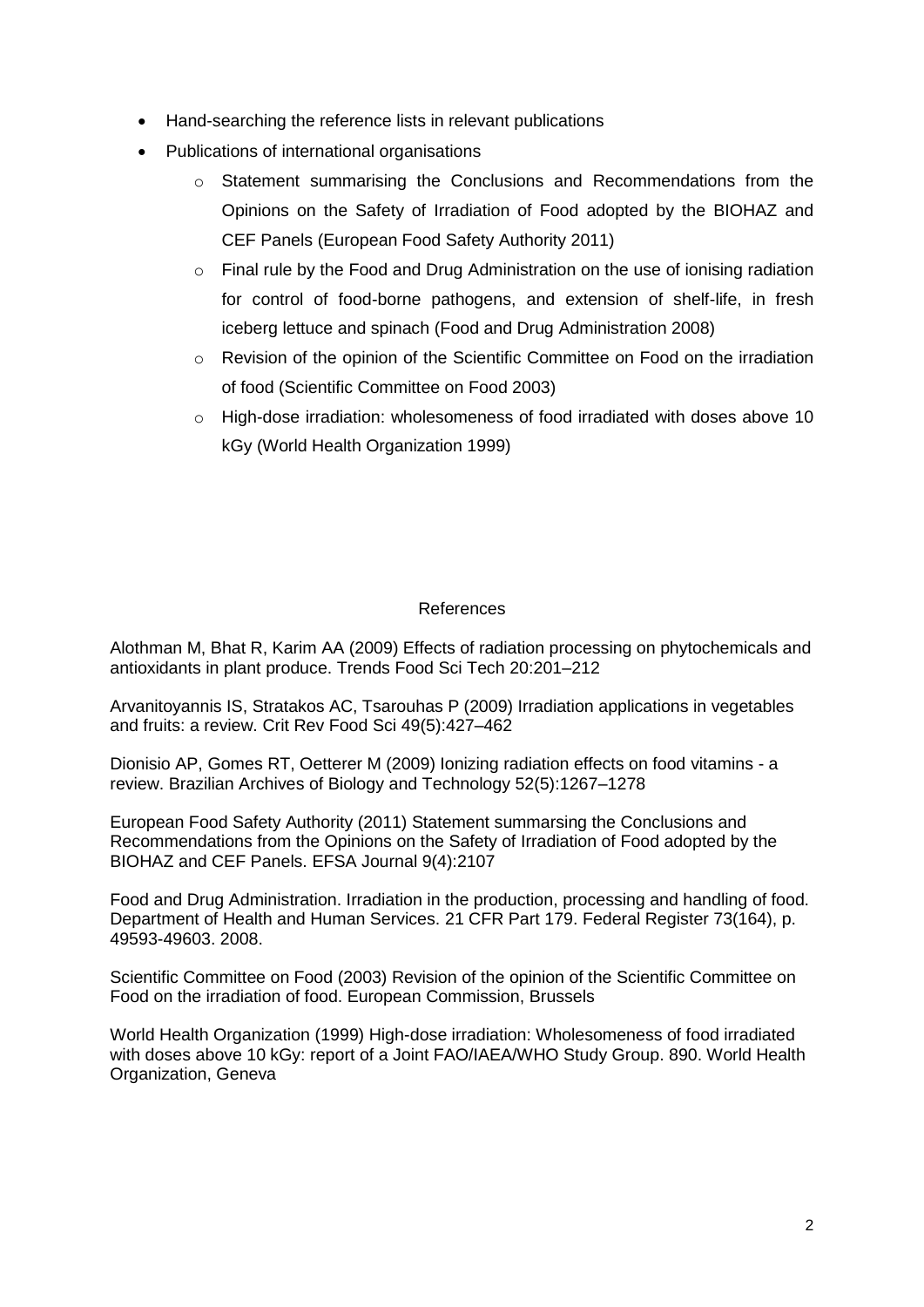- Hand-searching the reference lists in relevant publications
- Publications of international organisations
    - Statement summarising the Conclusions and Recommendations from the Opinions on the Safety of Irradiation of Food adopted by the BIOHAZ and CEF Panels (European Food Safety Authority 2011)
    - Final rule by the Food and Drug Administration on the use of ionising radiation for control of food-borne pathogens, and extension of shelf-life, in fresh iceberg lettuce and spinach (Food and Drug Administration 2008)
    - Revision of the opinion of the Scientific Committee on Food on the irradiation of food (Scientific Committee on Food 2003)
    - High-dose irradiation: wholesomeness of food irradiated with doses above 10 kGy (World Health Organization 1999)

## References

Alothman M, Bhat R, Karim AA (2009) Effects of radiation processing on phytochemicals and antioxidants in plant produce. Trends Food Sci Tech 20:201–212

Arvanitoyannis IS, Stratakos AC, Tsarouhas P (2009) Irradiation applications in vegetables and fruits: a review. Crit Rev Food Sci 49(5):427–462

Dionisio AP, Gomes RT, Oetterer M (2009) Ionizing radiation effects on food vitamins - a review. Brazilian Archives of Biology and Technology 52(5):1267–1278

European Food Safety Authority (2011) Statement summarsing the Conclusions and Recommendations from the Opinions on the Safety of Irradiation of Food adopted by the BIOHAZ and CEF Panels. EFSA Journal 9(4):2107

Food and Drug Administration. Irradiation in the production, processing and handling of food. Department of Health and Human Services. 21 CFR Part 179. Federal Register 73(164), p. 49593-49603. 2008.

Scientific Committee on Food (2003) Revision of the opinion of the Scientific Committee on Food on the irradiation of food. European Commission, Brussels

World Health Organization (1999) High-dose irradiation: Wholesomeness of food irradiated with doses above 10 kGy: report of a Joint FAO/IAEA/WHO Study Group. 890. World Health Organization, Geneva